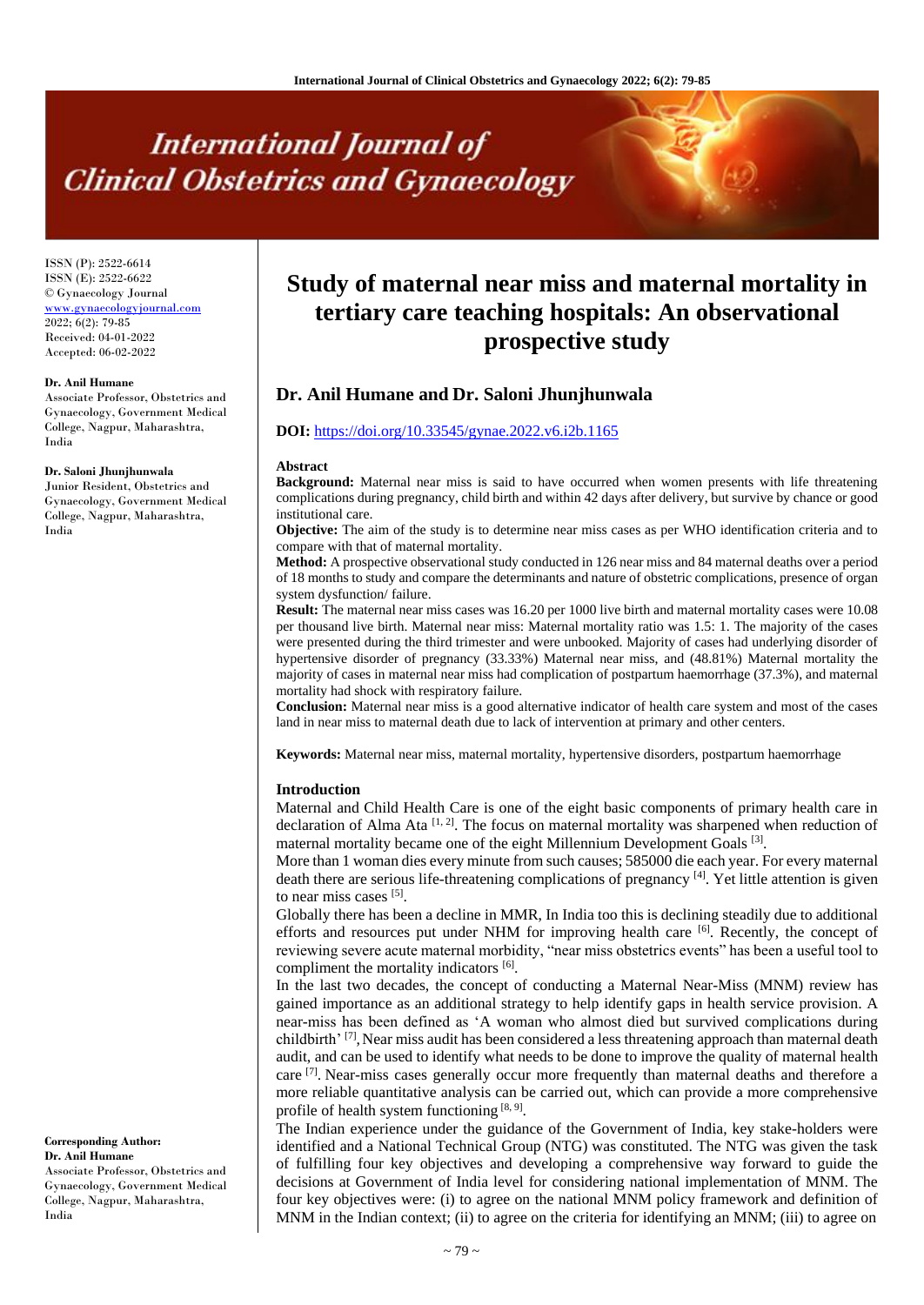# Study of maternal near miss and maternal mortality in tertiary care teaching hospitals: An observational prospective study

**Dr. Anil Humane and Dr. Saloni Jhunjhunwala**

**DOI:** https://doi.org/10.33545/gynae.2022.v6.i2b.1165

ISSN (P): 2522-6614
ISSN (E): 2522-6622
© Gynaecology Journal
www.gynaecologyjournal.com
2022; 6(2): 79-85
Received: 04-01-2022
Accepted: 06-02-2022

**Dr. Anil Humane**
Associate Professor, Obstetrics and Gynaecology, Government Medical College, Nagpur, Maharashtra, India

**Dr. Saloni Jhunjhunwala**
Junior Resident, Obstetrics and Gynaecology, Government Medical College, Nagpur, Maharashtra, India

**Corresponding Author:**
**Dr. Anil Humane**
Associate Professor, Obstetrics and Gynaecology, Government Medical College, Nagpur, Maharashtra, India

## Abstract

**Background:** Maternal near miss is said to have occurred when women presents with life threatening complications during pregnancy, child birth and within 42 days after delivery, but survive by chance or good institutional care.

**Objective:** The aim of the study is to determine near miss cases as per WHO identification criteria and to compare with that of maternal mortality.

**Method:** A prospective observational study conducted in 126 near miss and 84 maternal deaths over a period of 18 months to study and compare the determinants and nature of obstetric complications, presence of organ system dysfunction/ failure.

**Result:** The maternal near miss cases was 16.20 per 1000 live birth and maternal mortality cases were 10.08 per thousand live birth. Maternal near miss: Maternal mortality ratio was 1.5: 1. The majority of the cases were presented during the third trimester and were unbooked. Majority of cases had underlying disorder of hypertensive disorder of pregnancy (33.33%) Maternal near miss, and (48.81%) Maternal mortality the majority of cases in maternal near miss had complication of postpartum haemorrhage (37.3%), and maternal mortality had shock with respiratory failure.

**Conclusion:** Maternal near miss is a good alternative indicator of health care system and most of the cases land in near miss to maternal death due to lack of intervention at primary and other centers.

**Keywords:** Maternal near miss, maternal mortality, hypertensive disorders, postpartum haemorrhage

## Introduction

Maternal and Child Health Care is one of the eight basic components of primary health care in declaration of Alma Ata [1, 2]. The focus on maternal mortality was sharpened when reduction of maternal mortality became one of the eight Millennium Development Goals [3].

More than 1 woman dies every minute from such causes; 585000 die each year. For every maternal death there are serious life-threatening complications of pregnancy [4]. Yet little attention is given to near miss cases [5].

Globally there has been a decline in MMR, In India too this is declining steadily due to additional efforts and resources put under NHM for improving health care [6]. Recently, the concept of reviewing severe acute maternal morbidity, "near miss obstetrics events" has been a useful tool to compliment the mortality indicators [6].

In the last two decades, the concept of conducting a Maternal Near-Miss (MNM) review has gained importance as an additional strategy to help identify gaps in health service provision. A near-miss has been defined as 'A woman who almost died but survived complications during childbirth' [7], Near miss audit has been considered a less threatening approach than maternal death audit, and can be used to identify what needs to be done to improve the quality of maternal health care [7]. Near-miss cases generally occur more frequently than maternal deaths and therefore a more reliable quantitative analysis can be carried out, which can provide a more comprehensive profile of health system functioning [8, 9].

The Indian experience under the guidance of the Government of India, key stake-holders were identified and a National Technical Group (NTG) was constituted. The NTG was given the task of fulfilling four key objectives and developing a comprehensive way forward to guide the decisions at Government of India level for considering national implementation of MNM. The four key objectives were: (i) to agree on the national MNM policy framework and definition of MNM in the Indian context; (ii) to agree on the criteria for identifying an MNM; (iii) to agree on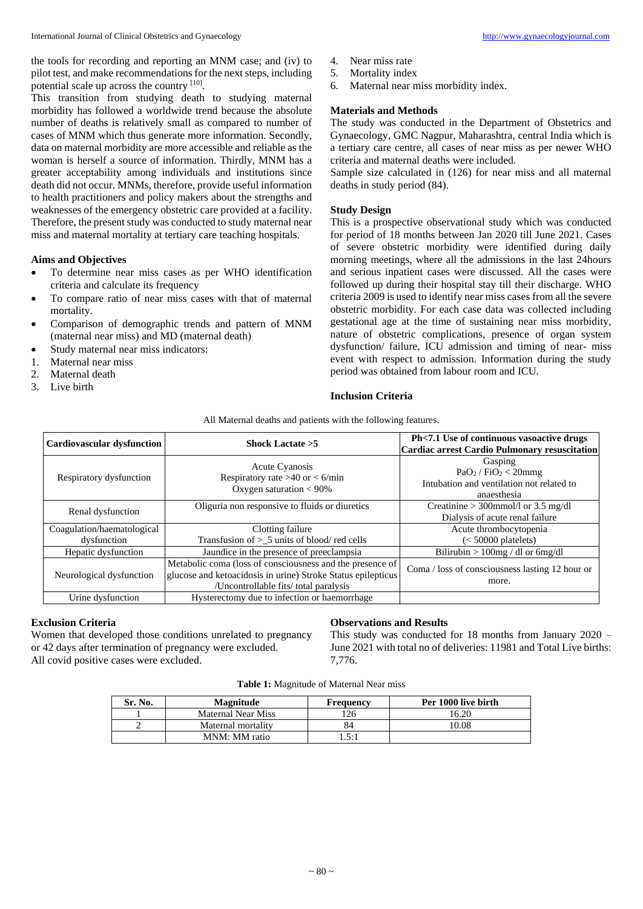the tools for recording and reporting an MNM case; and (iv) to pilot test, and make recommendations for the next steps, including potential scale up across the country [10].

This transition from studying death to studying maternal morbidity has followed a worldwide trend because the absolute number of deaths is relatively small as compared to number of cases of MNM which thus generate more information. Secondly, data on maternal morbidity are more accessible and reliable as the woman is herself a source of information. Thirdly, MNM has a greater acceptability among individuals and institutions since death did not occur. MNMs, therefore, provide useful information to health practitioners and policy makers about the strengths and weaknesses of the emergency obstetric care provided at a facility. Therefore, the present study was conducted to study maternal near miss and maternal mortality at tertiary care teaching hospitals.

## Aims and Objectives

- To determine near miss cases as per WHO identification criteria and calculate its frequency
- To compare ratio of near miss cases with that of maternal mortality.
- Comparison of demographic trends and pattern of MNM (maternal near miss) and MD (maternal death)
- Study maternal near miss indicators:

1. Maternal near miss
2. Maternal death
3. Live birth
4. Near miss rate
5. Mortality index
6. Maternal near miss morbidity index.

## Materials and Methods

The study was conducted in the Department of Obstetrics and Gynaecology, GMC Nagpur, Maharashtra, central India which is a tertiary care centre, all cases of near miss as per newer WHO criteria and maternal deaths were included.

Sample size calculated in (126) for near miss and all maternal deaths in study period (84).

## Study Design

This is a prospective observational study which was conducted for period of 18 months between Jan 2020 till June 2021. Cases of severe obstetric morbidity were identified during daily morning meetings, where all the admissions in the last 24hours and serious inpatient cases were discussed. All the cases were followed up during their hospital stay till their discharge. WHO criteria 2009 is used to identify near miss cases from all the severe obstetric morbidity. For each case data was collected including gestational age at the time of sustaining near miss morbidity, nature of obstetric complications, presence of organ system dysfunction/ failure, ICU admission and timing of near- miss event with respect to admission. Information during the study period was obtained from labour room and ICU.

## Inclusion Criteria

All Maternal deaths and patients with the following features.

| **Cardiovascular dysfunction** | **Shock Lactate >5** | **Ph<7.1 Use of continuous vasoactive drugs Cardiac arrest Cardio Pulmonary resuscitation** |
|---|---|---|
| Respiratory dysfunction | Acute Cyanosis<br>Respiratory rate >40 or < 6/min<br>Oxygen saturation < 90% | Gasping<br>$PaO_2$ / $FiO_2$ < 20mmg<br>Intubation and ventilation not related to anaesthesia |
| Renal dysfunction | Oliguria non responsive to fluids or diuretics | Creatinine > 300mmol/l or 3.5 mg/dl<br>Dialysis of acute renal failure |
| Coagulation/haematological dysfunction | Clotting failure<br>Transfusion of >_5 units of blood/ red cells | Acute thrombocytopenia<br>(< 50000 platelets) |
| Hepatic dysfunction | Jaundice in the presence of preeclampsia | Bilirubin > 100mg / dl or 6mg/dl |
| Neurological dysfunction | Metabolic coma (loss of consciousness and the presence of glucose and ketoacidosis in urine) Stroke Status epilepticus /Uncontrollable fits/ total paralysis | Coma / loss of consciousness lasting 12 hour or more. |
| Urine dysfunction | Hysterectomy due to infection or haemorrhage | |

## Exclusion Criteria

Women that developed those conditions unrelated to pregnancy or 42 days after termination of pregnancy were excluded.
All covid positive cases were excluded.

## Observations and Results

This study was conducted for 18 months from January 2020 – June 2021 with total no of deliveries: 11981 and Total Live births: 7,776.

**Table 1:** Magnitude of Maternal Near miss

| Sr. No. | Magnitude | Frequency | Per 1000 live birth |
|---|---|---|---|
| 1 | Maternal Near Miss | 126 | 16.20 |
| 2 | Maternal mortality | 84 | 10.08 |
| | MNM: MM ratio | 1.5:1 | |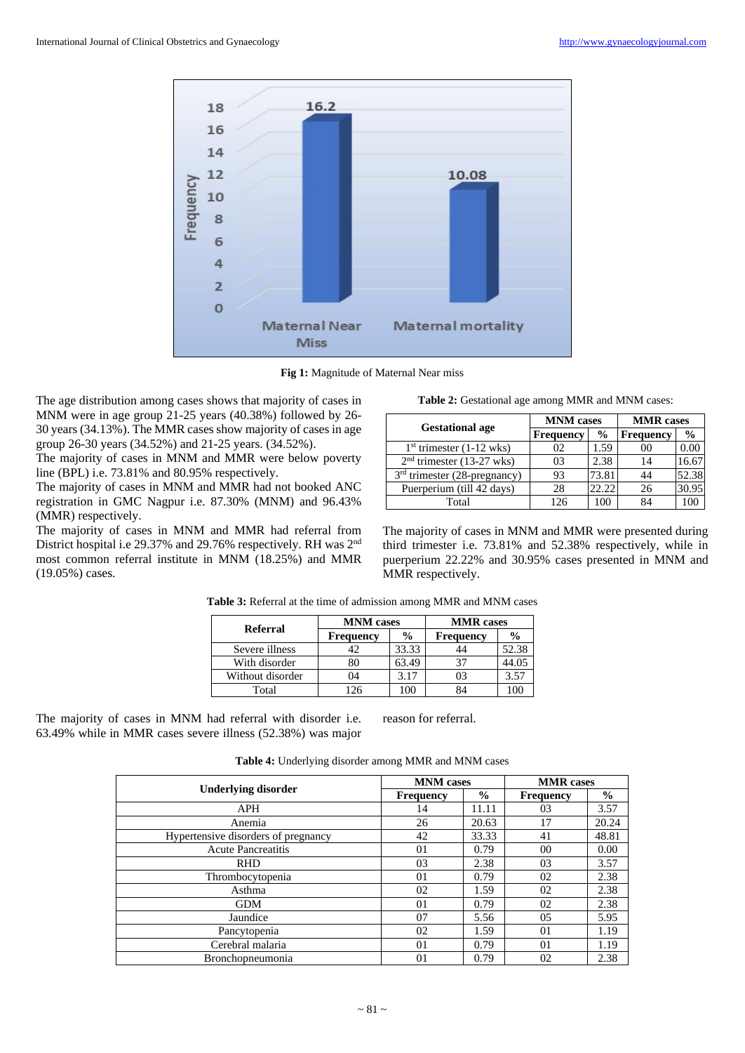Fig 1: Magnitude of Maternal Near miss

The age distribution among cases shows that majority of cases in MNM were in age group 21-25 years (40.38%) followed by 26-30 years (34.13%). The MMR cases show majority of cases in age group 26-30 years (34.52%) and 21-25 years. (34.52%).

The majority of cases in MNM and MMR were below poverty line (BPL) i.e. 73.81% and 80.95% respectively.

The majority of cases in MNM and MMR had not booked ANC registration in GMC Nagpur i.e. 87.30% (MNM) and 96.43% (MMR) respectively.

The majority of cases in MNM and MMR had referral from District hospital i.e 29.37% and 29.76% respectively. RH was 2nd most common referral institute in MNM (18.25%) and MMR (19.05%) cases.

**Table 2:** Gestational age among MMR and MNM cases:

| Gestational age | MNM cases | | MMR cases | |
|---|---|---|---|---|
| | Frequency | % | Frequency | % |
| 1st trimester (1-12 wks) | 02 | 1.59 | 00 | 0.00 |
| 2nd trimester (13-27 wks) | 03 | 2.38 | 14 | 16.67 |
| 3rd trimester (28-pregnancy) | 93 | 73.81 | 44 | 52.38 |
| Puerperium (till 42 days) | 28 | 22.22 | 26 | 30.95 |
| Total | 126 | 100 | 84 | 100 |

The majority of cases in MNM and MMR were presented during third trimester i.e. 73.81% and 52.38% respectively, while in puerperium 22.22% and 30.95% cases presented in MNM and MMR respectively.

**Table 3:** Referral at the time of admission among MMR and MNM cases

| Referral | MNM cases | | MMR cases | |
|---|---|---|---|---|
| | Frequency | % | Frequency | % |
| Severe illness | 42 | 33.33 | 44 | 52.38 |
| With disorder | 80 | 63.49 | 37 | 44.05 |
| Without disorder | 04 | 3.17 | 03 | 3.57 |
| Total | 126 | 100 | 84 | 100 |

The majority of cases in MNM had referral with disorder i.e. 63.49% while in MMR cases severe illness (52.38%) was major reason for referral.

**Table 4:** Underlying disorder among MMR and MNM cases

| Underlying disorder | MNM cases | | MMR cases | |
|---|---|---|---|---|
| | Frequency | % | Frequency | % |
| APH | 14 | 11.11 | 03 | 3.57 |
| Anemia | 26 | 20.63 | 17 | 20.24 |
| Hypertensive disorders of pregnancy | 42 | 33.33 | 41 | 48.81 |
| Acute Pancreatitis | 01 | 0.79 | 00 | 0.00 |
| RHD | 03 | 2.38 | 03 | 3.57 |
| Thrombocytopenia | 01 | 0.79 | 02 | 2.38 |
| Asthma | 02 | 1.59 | 02 | 2.38 |
| GDM | 01 | 0.79 | 02 | 2.38 |
| Jaundice | 07 | 5.56 | 05 | 5.95 |
| Pancytopenia | 02 | 1.59 | 01 | 1.19 |
| Cerebral malaria | 01 | 0.79 | 01 | 1.19 |
| Bronchopneumonia | 01 | 0.79 | 02 | 2.38 |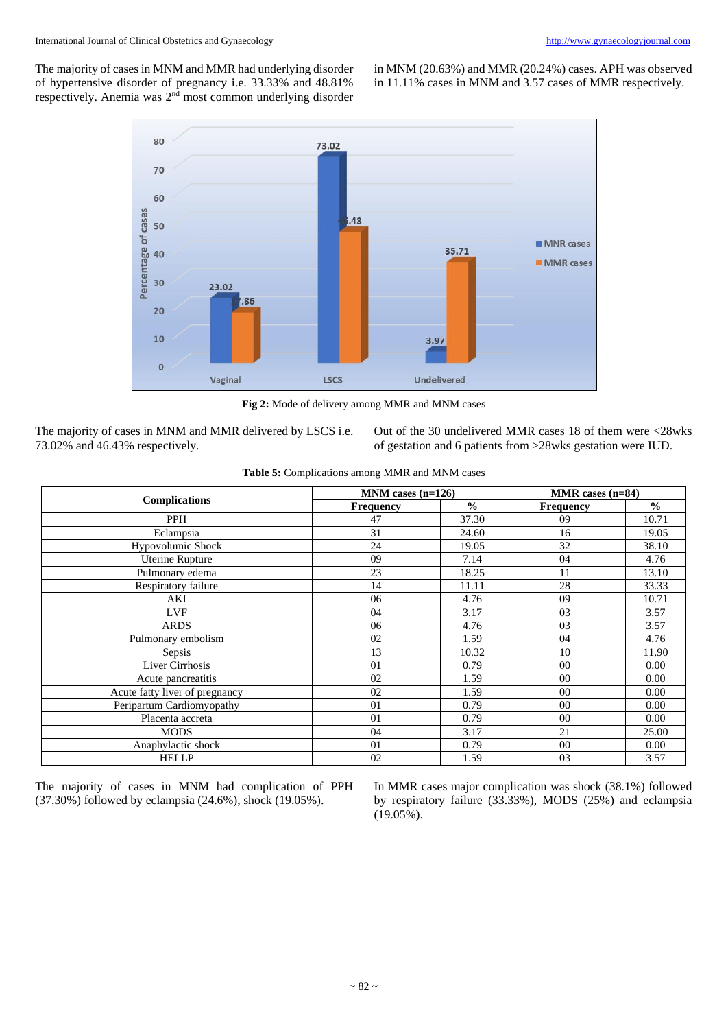The majority of cases in MNM and MMR had underlying disorder of hypertensive disorder of pregnancy i.e. 33.33% and 48.81% respectively. Anemia was 2nd most common underlying disorder in MNM (20.63%) and MMR (20.24%) cases. APH was observed in 11.11% cases in MNM and 3.57 cases of MMR respectively.

**Fig 2:** Mode of delivery among MMR and MNM cases

The majority of cases in MNM and MMR delivered by LSCS i.e. 73.02% and 46.43% respectively.

Out of the 30 undelivered MMR cases 18 of them were <28wks of gestation and 6 patients from >28wks gestation were IUD.

**Table 5:** Complications among MMR and MNM cases

| Complications | MNM cases (n=126) | | MMR cases (n=84) | |
|---|---|---|---|---|
| | Frequency | % | Frequency | % |
| PPH | 47 | 37.30 | 09 | 10.71 |
| Eclampsia | 31 | 24.60 | 16 | 19.05 |
| Hypovolumic Shock | 24 | 19.05 | 32 | 38.10 |
| Uterine Rupture | 09 | 7.14 | 04 | 4.76 |
| Pulmonary edema | 23 | 18.25 | 11 | 13.10 |
| Respiratory failure | 14 | 11.11 | 28 | 33.33 |
| AKI | 06 | 4.76 | 09 | 10.71 |
| LVF | 04 | 3.17 | 03 | 3.57 |
| ARDS | 06 | 4.76 | 03 | 3.57 |
| Pulmonary embolism | 02 | 1.59 | 04 | 4.76 |
| Sepsis | 13 | 10.32 | 10 | 11.90 |
| Liver Cirrhosis | 01 | 0.79 | 00 | 0.00 |
| Acute pancreatitis | 02 | 1.59 | 00 | 0.00 |
| Acute fatty liver of pregnancy | 02 | 1.59 | 00 | 0.00 |
| Peripartum Cardiomyopathy | 01 | 0.79 | 00 | 0.00 |
| Placenta accreta | 01 | 0.79 | 00 | 0.00 |
| MODS | 04 | 3.17 | 21 | 25.00 |
| Anaphylactic shock | 01 | 0.79 | 00 | 0.00 |
| HELLP | 02 | 1.59 | 03 | 3.57 |

The majority of cases in MNM had complication of PPH (37.30%) followed by eclampsia (24.6%), shock (19.05%).

In MMR cases major complication was shock (38.1%) followed by respiratory failure (33.33%), MODS (25%) and eclampsia (19.05%).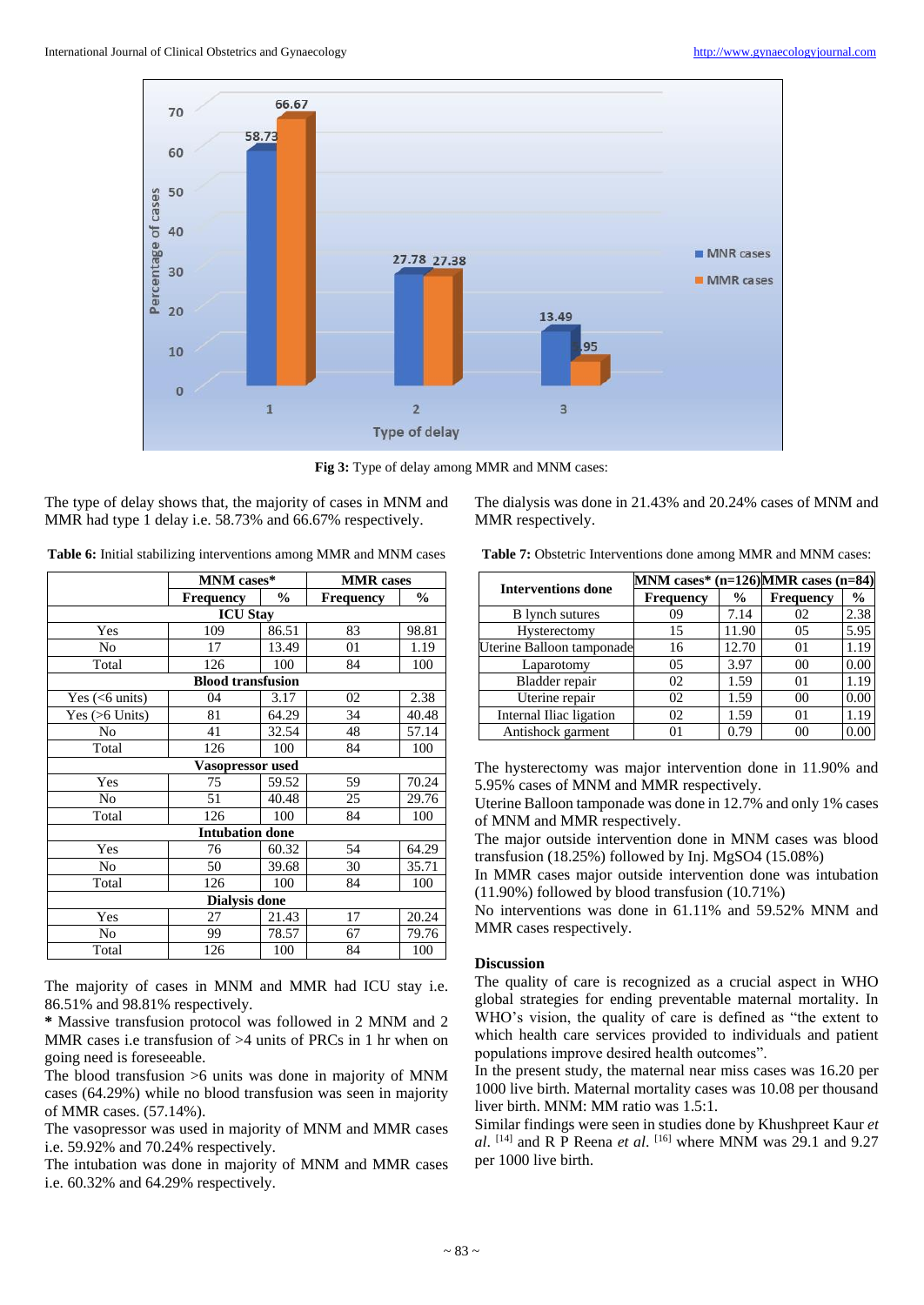**Fig 3:** Type of delay among MMR and MNM cases:

The type of delay shows that, the majority of cases in MNM and MMR had type 1 delay i.e. 58.73% and 66.67% respectively.

**Table 6:** Initial stabilizing interventions among MMR and MNM cases

| | MNM cases* | | MMR cases | |
|---|---|---|---|---|
| | **Frequency** | **%** | **Frequency** | **%** |
| **ICU Stay** | | | | |
| Yes | 109 | 86.51 | 83 | 98.81 |
| No | 17 | 13.49 | 01 | 1.19 |
| Total | 126 | 100 | 84 | 100 |
| **Blood transfusion** | | | | |
| Yes (<6 units) | 04 | 3.17 | 02 | 2.38 |
| Yes (>6 Units) | 81 | 64.29 | 34 | 40.48 |
| No | 41 | 32.54 | 48 | 57.14 |
| Total | 126 | 100 | 84 | 100 |
| **Vasopressor used** | | | | |
| Yes | 75 | 59.52 | 59 | 70.24 |
| No | 51 | 40.48 | 25 | 29.76 |
| Total | 126 | 100 | 84 | 100 |
| **Intubation done** | | | | |
| Yes | 76 | 60.32 | 54 | 64.29 |
| No | 50 | 39.68 | 30 | 35.71 |
| Total | 126 | 100 | 84 | 100 |
| **Dialysis done** | | | | |
| Yes | 27 | 21.43 | 17 | 20.24 |
| No | 99 | 78.57 | 67 | 79.76 |
| Total | 126 | 100 | 84 | 100 |

The majority of cases in MNM and MMR had ICU stay i.e. 86.51% and 98.81% respectively.

**\*** Massive transfusion protocol was followed in 2 MNM and 2 MMR cases i.e transfusion of >4 units of PRCs in 1 hr when on going need is foreseeable.

The blood transfusion >6 units was done in majority of MNM cases (64.29%) while no blood transfusion was seen in majority of MMR cases. (57.14%).

The vasopressor was used in majority of MNM and MMR cases i.e. 59.92% and 70.24% respectively.

The intubation was done in majority of MNM and MMR cases i.e. 60.32% and 64.29% respectively.

The dialysis was done in 21.43% and 20.24% cases of MNM and MMR respectively.

**Table 7:** Obstetric Interventions done among MMR and MNM cases:

| Interventions done | MNM cases* (n=126) | | MMR cases (n=84) | |
|---|---|---|---|---|
| | **Frequency** | **%** | **Frequency** | **%** |
| B lynch sutures | 09 | 7.14 | 02 | 2.38 |
| Hysterectomy | 15 | 11.90 | 05 | 5.95 |
| Uterine Balloon tamponade | 16 | 12.70 | 01 | 1.19 |
| Laparotomy | 05 | 3.97 | 00 | 0.00 |
| Bladder repair | 02 | 1.59 | 01 | 1.19 |
| Uterine repair | 02 | 1.59 | 00 | 0.00 |
| Internal Iliac ligation | 02 | 1.59 | 01 | 1.19 |
| Antishock garment | 01 | 0.79 | 00 | 0.00 |

The hysterectomy was major intervention done in 11.90% and 5.95% cases of MNM and MMR respectively.

Uterine Balloon tamponade was done in 12.7% and only 1% cases of MNM and MMR respectively.

The major outside intervention done in MNM cases was blood transfusion (18.25%) followed by Inj. MgSO4 (15.08%)

In MMR cases major outside intervention done was intubation (11.90%) followed by blood transfusion (10.71%)

No interventions was done in 61.11% and 59.52% MNM and MMR cases respectively.

## Discussion

The quality of care is recognized as a crucial aspect in WHO global strategies for ending preventable maternal mortality. In WHO's vision, the quality of care is defined as "the extent to which health care services provided to individuals and patient populations improve desired health outcomes".

In the present study, the maternal near miss cases was 16.20 per 1000 live birth. Maternal mortality cases was 10.08 per thousand liver birth. MNM: MM ratio was 1.5:1.

Similar findings were seen in studies done by Khushpreet Kaur *et al.* [14] and R P Reena *et al.* [16] where MNM was 29.1 and 9.27 per 1000 live birth.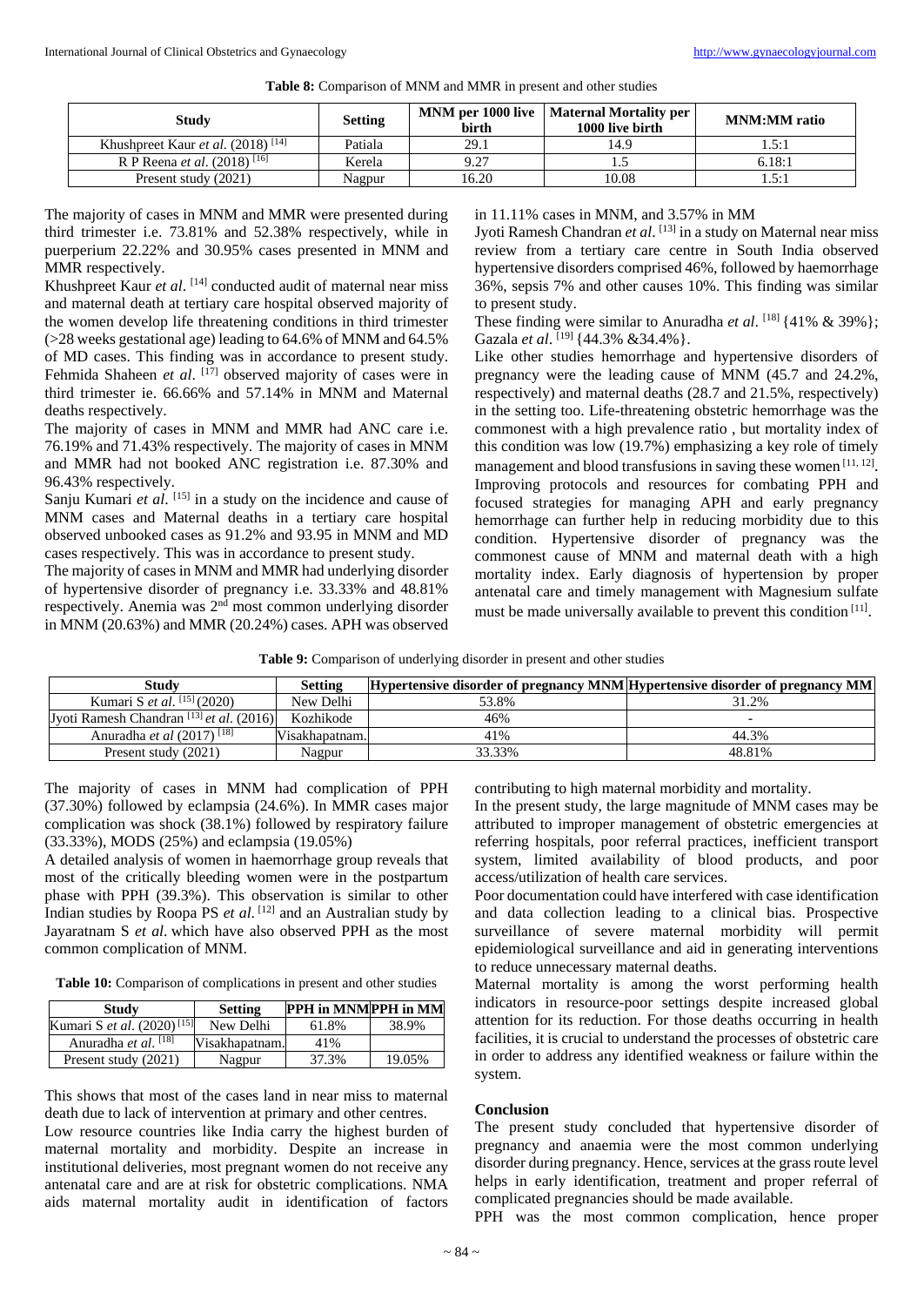**Table 8:** Comparison of MNM and MMR in present and other studies

| Study | Setting | MNM per 1000 live birth | Maternal Mortality per 1000 live birth | MNM:MM ratio |
|---|---|---|---|---|
| Khushpreet Kaur *et al.* (2018) [14] | Patiala | 29.1 | 14.9 | 1.5:1 |
| R P Reena *et al.* (2018) [16] | Kerela | 9.27 | 1.5 | 6.18:1 |
| Present study (2021) | Nagpur | 16.20 | 10.08 | 1.5:1 |

The majority of cases in MNM and MMR were presented during third trimester i.e. 73.81% and 52.38% respectively, while in puerperium 22.22% and 30.95% cases presented in MNM and MMR respectively.

Khushpreet Kaur *et al*. [14] conducted audit of maternal near miss and maternal death at tertiary care hospital observed majority of the women develop life threatening conditions in third trimester (>28 weeks gestational age) leading to 64.6% of MNM and 64.5% of MD cases. This finding was in accordance to present study. Fehmida Shaheen *et al*. [17] observed majority of cases were in third trimester ie. 66.66% and 57.14% in MNM and Maternal deaths respectively.

The majority of cases in MNM and MMR had ANC care i.e. 76.19% and 71.43% respectively. The majority of cases in MNM and MMR had not booked ANC registration i.e. 87.30% and 96.43% respectively.

Sanju Kumari *et al*. [15] in a study on the incidence and cause of MNM cases and Maternal deaths in a tertiary care hospital observed unbooked cases as 91.2% and 93.95 in MNM and MD cases respectively. This was in accordance to present study.

The majority of cases in MNM and MMR had underlying disorder of hypertensive disorder of pregnancy i.e. 33.33% and 48.81% respectively. Anemia was 2nd most common underlying disorder in MNM (20.63%) and MMR (20.24%) cases. APH was observed in 11.11% cases in MNM, and 3.57% in MM

Jyoti Ramesh Chandran *et al*. [13] in a study on Maternal near miss review from a tertiary care centre in South India observed hypertensive disorders comprised 46%, followed by haemorrhage 36%, sepsis 7% and other causes 10%. This finding was similar to present study.

These finding were similar to Anuradha *et al*. [18] {41% & 39%}; Gazala *et al*. [19] {44.3% &34.4%}.

Like other studies hemorrhage and hypertensive disorders of pregnancy were the leading cause of MNM (45.7 and 24.2%, respectively) and maternal deaths (28.7 and 21.5%, respectively) in the setting too. Life-threatening obstetric hemorrhage was the commonest with a high prevalence ratio , but mortality index of this condition was low (19.7%) emphasizing a key role of timely management and blood transfusions in saving these women [11, 12]. Improving protocols and resources for combating PPH and focused strategies for managing APH and early pregnancy hemorrhage can further help in reducing morbidity due to this condition. Hypertensive disorder of pregnancy was the commonest cause of MNM and maternal death with a high mortality index. Early diagnosis of hypertension by proper antenatal care and timely management with Magnesium sulfate must be made universally available to prevent this condition [11].

**Table 9:** Comparison of underlying disorder in present and other studies

| Study | Setting | Hypertensive disorder of pregnancy MNM | Hypertensive disorder of pregnancy MM |
|---|---|---|---|
| Kumari S *et al.* [15] (2020) | New Delhi | 53.8% | 31.2% |
| Jyoti Ramesh Chandran [13] *et al.* (2016) | Kozhikode | 46% | - |
| Anuradha *et al* (2017) [18] | Visakhapatnam. | 41% | 44.3% |
| Present study (2021) | Nagpur | 33.33% | 48.81% |

The majority of cases in MNM had complication of PPH (37.30%) followed by eclampsia (24.6%). In MMR cases major complication was shock (38.1%) followed by respiratory failure (33.33%), MODS (25%) and eclampsia (19.05%)

A detailed analysis of women in haemorrhage group reveals that most of the critically bleeding women were in the postpartum phase with PPH (39.3%). This observation is similar to other Indian studies by Roopa PS *et al*. [12] and an Australian study by Jayaratnam S *et al*. which have also observed PPH as the most common complication of MNM.

**Table 10:** Comparison of complications in present and other studies

| Study | Setting | PPH in MNM | PPH in MM |
|---|---|---|---|
| Kumari S *et al.* (2020) [15] | New Delhi | 61.8% | 38.9% |
| Anuradha *et al.* [18] | Visakhapatnam. | 41% | |
| Present study (2021) | Nagpur | 37.3% | 19.05% |

This shows that most of the cases land in near miss to maternal death due to lack of intervention at primary and other centres.

Low resource countries like India carry the highest burden of maternal mortality and morbidity. Despite an increase in institutional deliveries, most pregnant women do not receive any antenatal care and are at risk for obstetric complications. NMA aids maternal mortality audit in identification of factors contributing to high maternal morbidity and mortality.

In the present study, the large magnitude of MNM cases may be attributed to improper management of obstetric emergencies at referring hospitals, poor referral practices, inefficient transport system, limited availability of blood products, and poor access/utilization of health care services.

Poor documentation could have interfered with case identification and data collection leading to a clinical bias. Prospective surveillance of severe maternal morbidity will permit epidemiological surveillance and aid in generating interventions to reduce unnecessary maternal deaths.

Maternal mortality is among the worst performing health indicators in resource-poor settings despite increased global attention for its reduction. For those deaths occurring in health facilities, it is crucial to understand the processes of obstetric care in order to address any identified weakness or failure within the system.

## Conclusion

The present study concluded that hypertensive disorder of pregnancy and anaemia were the most common underlying disorder during pregnancy. Hence, services at the grass route level helps in early identification, treatment and proper referral of complicated pregnancies should be made available.

PPH was the most common complication, hence proper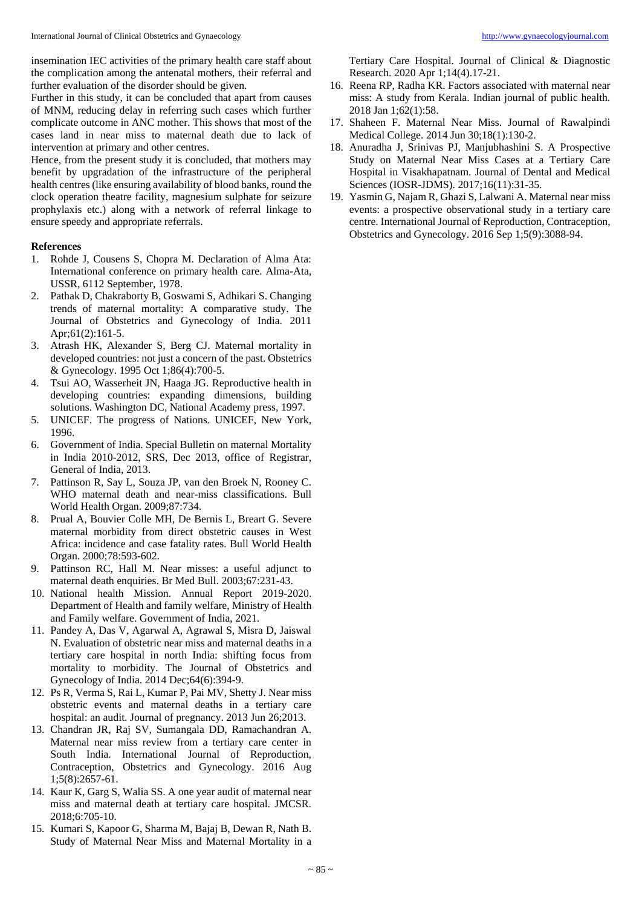insemination IEC activities of the primary health care staff about the complication among the antenatal mothers, their referral and further evaluation of the disorder should be given.

Further in this study, it can be concluded that apart from causes of MNM, reducing delay in referring such cases which further complicate outcome in ANC mother. This shows that most of the cases land in near miss to maternal death due to lack of intervention at primary and other centres.

Hence, from the present study it is concluded, that mothers may benefit by upgradation of the infrastructure of the peripheral health centres (like ensuring availability of blood banks, round the clock operation theatre facility, magnesium sulphate for seizure prophylaxis etc.) along with a network of referral linkage to ensure speedy and appropriate referrals.

## References

1. Rohde J, Cousens S, Chopra M. Declaration of Alma Ata: International conference on primary health care. Alma-Ata, USSR, 6112 September, 1978.
2. Pathak D, Chakraborty B, Goswami S, Adhikari S. Changing trends of maternal mortality: A comparative study. The Journal of Obstetrics and Gynecology of India. 2011 Apr;61(2):161-5.
3. Atrash HK, Alexander S, Berg CJ. Maternal mortality in developed countries: not just a concern of the past. Obstetrics & Gynecology. 1995 Oct 1;86(4):700-5.
4. Tsui AO, Wasserheit JN, Haaga JG. Reproductive health in developing countries: expanding dimensions, building solutions. Washington DC, National Academy press, 1997.
5. UNICEF. The progress of Nations. UNICEF, New York, 1996.
6. Government of India. Special Bulletin on maternal Mortality in India 2010-2012, SRS, Dec 2013, office of Registrar, General of India, 2013.
7. Pattinson R, Say L, Souza JP, van den Broek N, Rooney C. WHO maternal death and near-miss classifications. Bull World Health Organ. 2009;87:734.
8. Prual A, Bouvier Colle MH, De Bernis L, Breart G. Severe maternal morbidity from direct obstetric causes in West Africa: incidence and case fatality rates. Bull World Health Organ. 2000;78:593-602.
9. Pattinson RC, Hall M. Near misses: a useful adjunct to maternal death enquiries. Br Med Bull. 2003;67:231-43.
10. National health Mission. Annual Report 2019-2020. Department of Health and family welfare, Ministry of Health and Family welfare. Government of India, 2021.
11. Pandey A, Das V, Agarwal A, Agrawal S, Misra D, Jaiswal N. Evaluation of obstetric near miss and maternal deaths in a tertiary care hospital in north India: shifting focus from mortality to morbidity. The Journal of Obstetrics and Gynecology of India. 2014 Dec;64(6):394-9.
12. Ps R, Verma S, Rai L, Kumar P, Pai MV, Shetty J. Near miss obstetric events and maternal deaths in a tertiary care hospital: an audit. Journal of pregnancy. 2013 Jun 26;2013.
13. Chandran JR, Raj SV, Sumangala DD, Ramachandran A. Maternal near miss review from a tertiary care center in South India. International Journal of Reproduction, Contraception, Obstetrics and Gynecology. 2016 Aug 1;5(8):2657-61.
14. Kaur K, Garg S, Walia SS. A one year audit of maternal near miss and maternal death at tertiary care hospital. JMCSR. 2018;6:705-10.
15. Kumari S, Kapoor G, Sharma M, Bajaj B, Dewan R, Nath B. Study of Maternal Near Miss and Maternal Mortality in a Tertiary Care Hospital. Journal of Clinical & Diagnostic Research. 2020 Apr 1;14(4).17-21.
16. Reena RP, Radha KR. Factors associated with maternal near miss: A study from Kerala. Indian journal of public health. 2018 Jan 1;62(1):58.
17. Shaheen F. Maternal Near Miss. Journal of Rawalpindi Medical College. 2014 Jun 30;18(1):130-2.
18. Anuradha J, Srinivas PJ, Manjubhashini S. A Prospective Study on Maternal Near Miss Cases at a Tertiary Care Hospital in Visakhapatnam. Journal of Dental and Medical Sciences (IOSR-JDMS). 2017;16(11):31-35.
19. Yasmin G, Najam R, Ghazi S, Lalwani A. Maternal near miss events: a prospective observational study in a tertiary care centre. International Journal of Reproduction, Contraception, Obstetrics and Gynecology. 2016 Sep 1;5(9):3088-94.